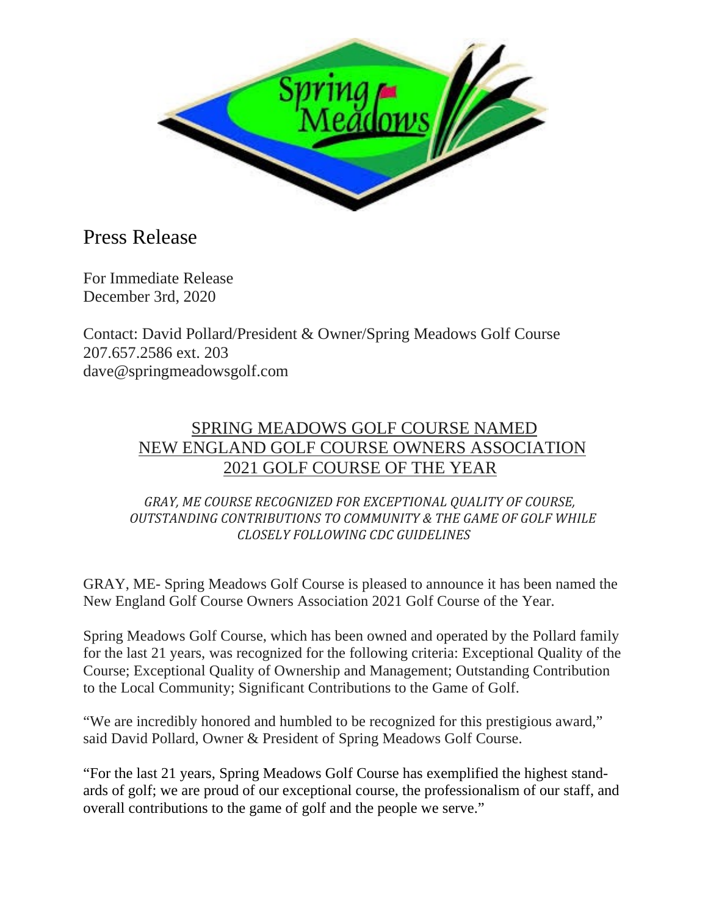# Press Release

For Immediate Release
December 3rd, 2020

Contact: David Pollard/President & Owner/Spring Meadows Golf Course
207.657.2586 ext. 203
dave@springmeadowsgolf.com

## SPRING MEADOWS GOLF COURSE NAMED NEW ENGLAND GOLF COURSE OWNERS ASSOCIATION 2021 GOLF COURSE OF THE YEAR

*GRAY, ME COURSE RECOGNIZED FOR EXCEPTIONAL QUALITY OF COURSE, OUTSTANDING CONTRIBUTIONS TO COMMUNITY & THE GAME OF GOLF WHILE CLOSELY FOLLOWING CDC GUIDELINES*

GRAY, ME- Spring Meadows Golf Course is pleased to announce it has been named the New England Golf Course Owners Association 2021 Golf Course of the Year.

Spring Meadows Golf Course, which has been owned and operated by the Pollard family for the last 21 years, was recognized for the following criteria: Exceptional Quality of the Course; Exceptional Quality of Ownership and Management; Outstanding Contribution to the Local Community; Significant Contributions to the Game of Golf.

"We are incredibly honored and humbled to be recognized for this prestigious award," said David Pollard, Owner & President of Spring Meadows Golf Course.

"For the last 21 years, Spring Meadows Golf Course has exemplified the highest standards of golf; we are proud of our exceptional course, the professionalism of our staff, and overall contributions to the game of golf and the people we serve."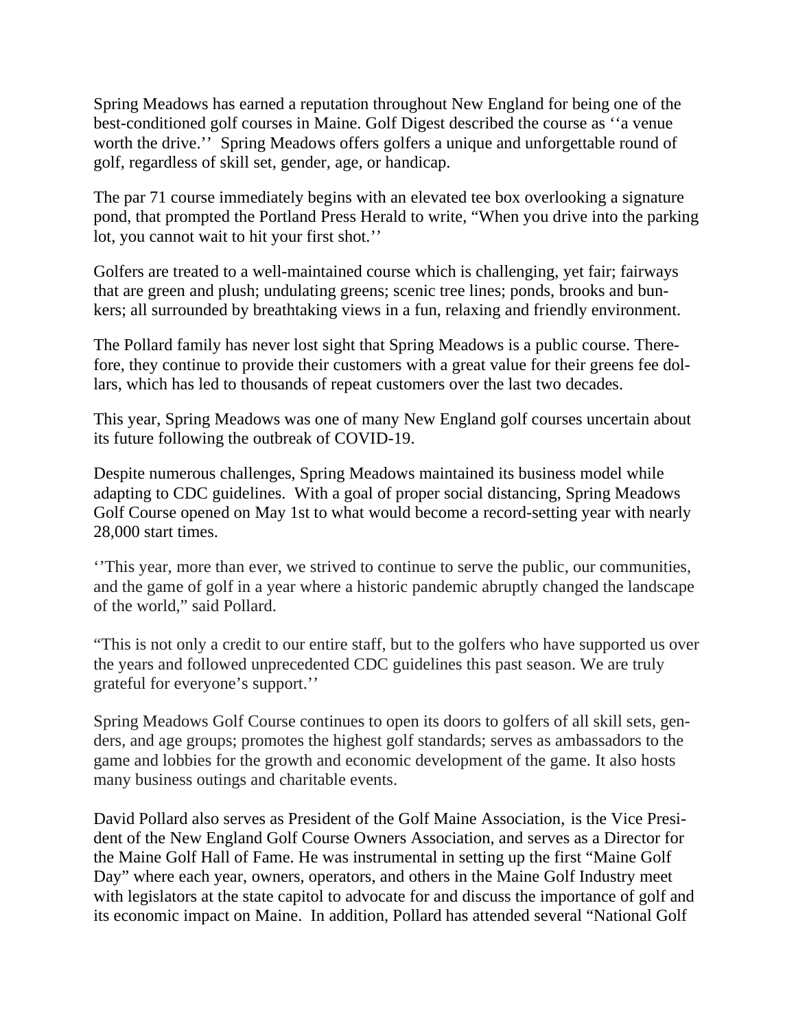Spring Meadows has earned a reputation throughout New England for being one of the best-conditioned golf courses in Maine. Golf Digest described the course as ''a venue worth the drive.'' Spring Meadows offers golfers a unique and unforgettable round of golf, regardless of skill set, gender, age, or handicap.

The par 71 course immediately begins with an elevated tee box overlooking a signature pond, that prompted the Portland Press Herald to write, "When you drive into the parking lot, you cannot wait to hit your first shot.''

Golfers are treated to a well-maintained course which is challenging, yet fair; fairways that are green and plush; undulating greens; scenic tree lines; ponds, brooks and bunkers; all surrounded by breathtaking views in a fun, relaxing and friendly environment.

The Pollard family has never lost sight that Spring Meadows is a public course. Therefore, they continue to provide their customers with a great value for their greens fee dollars, which has led to thousands of repeat customers over the last two decades.

This year, Spring Meadows was one of many New England golf courses uncertain about its future following the outbreak of COVID-19.

Despite numerous challenges, Spring Meadows maintained its business model while adapting to CDC guidelines. With a goal of proper social distancing, Spring Meadows Golf Course opened on May 1st to what would become a record-setting year with nearly 28,000 start times.

''This year, more than ever, we strived to continue to serve the public, our communities, and the game of golf in a year where a historic pandemic abruptly changed the landscape of the world," said Pollard.

"This is not only a credit to our entire staff, but to the golfers who have supported us over the years and followed unprecedented CDC guidelines this past season. We are truly grateful for everyone's support.''

Spring Meadows Golf Course continues to open its doors to golfers of all skill sets, genders, and age groups; promotes the highest golf standards; serves as ambassadors to the game and lobbies for the growth and economic development of the game. It also hosts many business outings and charitable events.

David Pollard also serves as President of the Golf Maine Association, is the Vice President of the New England Golf Course Owners Association, and serves as a Director for the Maine Golf Hall of Fame. He was instrumental in setting up the first "Maine Golf Day" where each year, owners, operators, and others in the Maine Golf Industry meet with legislators at the state capitol to advocate for and discuss the importance of golf and its economic impact on Maine. In addition, Pollard has attended several "National Golf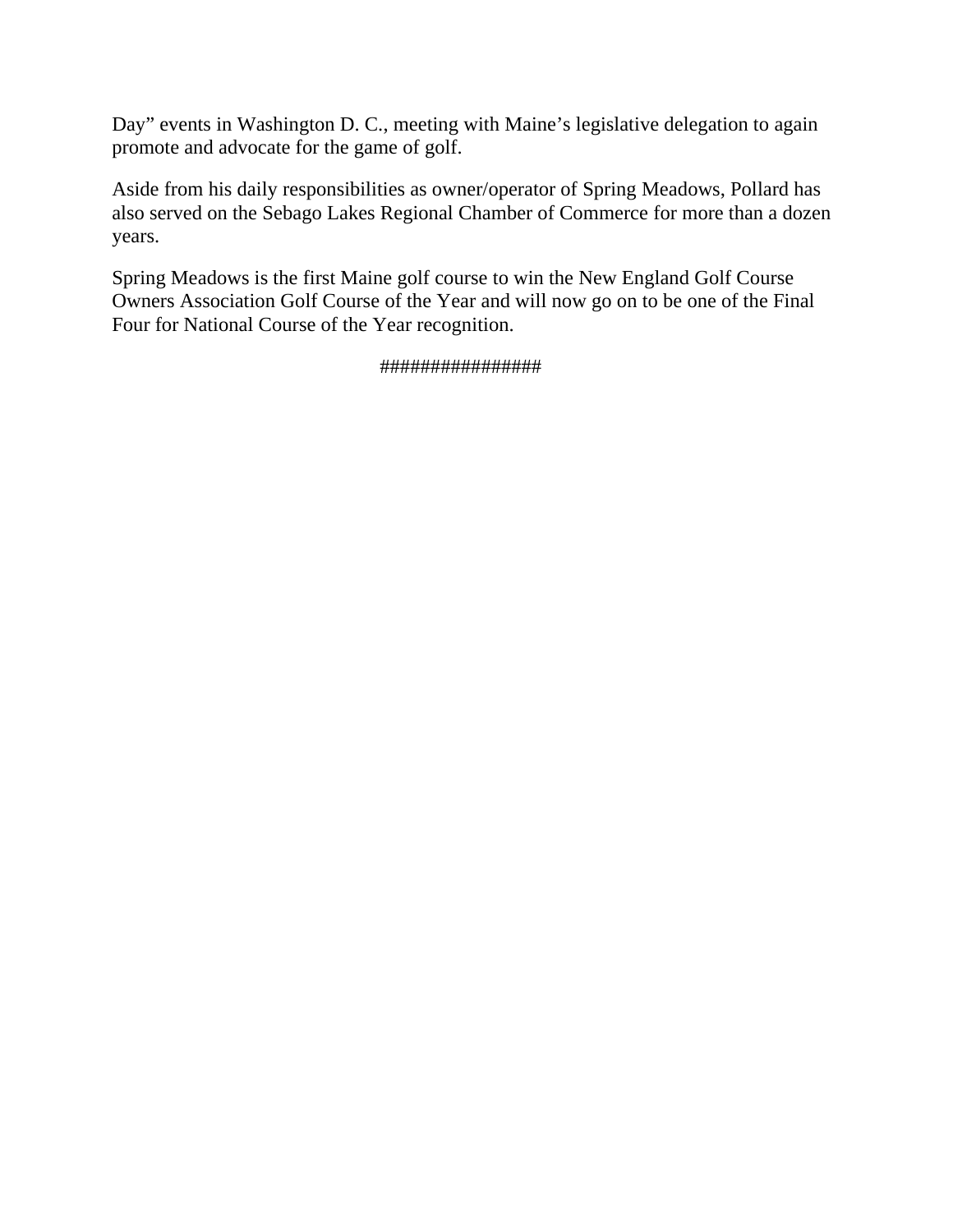Day" events in Washington D. C., meeting with Maine's legislative delegation to again promote and advocate for the game of golf.

Aside from his daily responsibilities as owner/operator of Spring Meadows, Pollard has also served on the Sebago Lakes Regional Chamber of Commerce for more than a dozen years.

Spring Meadows is the first Maine golf course to win the New England Golf Course Owners Association Golf Course of the Year and will now go on to be one of the Final Four for National Course of the Year recognition.

################